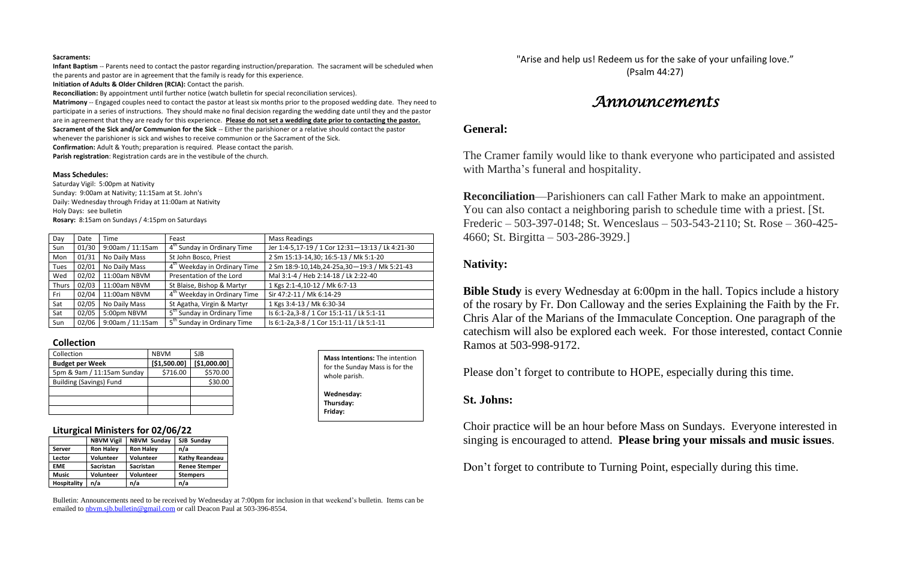**Sacraments:**

**Infant Baptism** -- Parents need to contact the pastor regarding instruction/preparation. The sacrament will be scheduled when the parents and pastor are in agreement that the family is ready for this experience.

**Initiation of Adults & Older Children (RCIA):** Contact the parish.

**Reconciliation:** By appointment until further notice (watch bulletin for special reconciliation services).

**Matrimony** -- Engaged couples need to contact the pastor at least six months prior to the proposed wedding date. They need to participate in a series of instructions. They should make no final decision regarding the wedding date until they and the pastor are in agreement that they are ready for this experience. **Please do not set a wedding date prior to contacting the pastor.**

**Sacrament of the Sick and/or Communion for the Sick** -- Either the parishioner or a relative should contact the pastor whenever the parishioner is sick and wishes to receive communion or the Sacrament of the Sick.

**Confirmation:** Adult & Youth; preparation is required. Please contact the parish.

**Parish registration**: Registration cards are in the vestibule of the church.

**Mass Schedules:**

Saturday Vigil: 5:00pm at Nativity
Sunday: 9:00am at Nativity; 11:15am at St. John's
Daily: Wednesday through Friday at 11:00am at Nativity
Holy Days: see bulletin
**Rosary:** 8:15am on Sundays / 4:15pm on Saturdays

| Day | Date | Time | Feast | Mass Readings |
|---|---|---|---|---|
| Sun | 01/30 | 9:00am / 11:15am | 4th Sunday in Ordinary Time | Jer 1:4-5,17-19 / 1 Cor 12:31—13:13 / Lk 4:21-30 |
| Mon | 01/31 | No Daily Mass | St John Bosco, Priest | 2 Sm 15:13-14,30; 16:5-13 / Mk 5:1-20 |
| Tues | 02/01 | No Daily Mass | 4th Weekday in Ordinary Time | 2 Sm 18:9-10,14b,24-25a,30—19:3 / Mk 5:21-43 |
| Wed | 02/02 | 11:00am NBVM | Presentation of the Lord | Mal 3:1-4 / Heb 2:14-18 / Lk 2:22-40 |
| Thurs | 02/03 | 11:00am NBVM | St Blaise, Bishop & Martyr | 1 Kgs 2:1-4,10-12 / Mk 6:7-13 |
| Fri | 02/04 | 11:00am NBVM | 4th Weekday in Ordinary Time | Sir 47:2-11 / Mk 6:14-29 |
| Sat | 02/05 | No Daily Mass | St Agatha, Virgin & Martyr | 1 Kgs 3:4-13 / Mk 6:30-34 |
| Sat | 02/05 | 5:00pm NBVM | 5th Sunday in Ordinary Time | Is 6:1-2a,3-8 / 1 Cor 15:1-11 / Lk 5:1-11 |
| Sun | 02/06 | 9:00am / 11:15am | 5th Sunday in Ordinary Time | Is 6:1-2a,3-8 / 1 Cor 15:1-11 / Lk 5:1-11 |

**Collection**

| Collection | NBVM | SJB |
|---|---|---|
| **Budget per Week** | **[$1,500.00]** | **[$1,000.00]** |
| 5pm & 9am / 11:15am Sunday | $716.00 | $570.00 |
| Building (Savings) Fund | | $30.00 |
| | | |
| | | |
| | | |

**Mass Intentions:** The intention for the Sunday Mass is for the whole parish.

**Wednesday:**
**Thursday:**
**Friday:**

**Liturgical Ministers for 02/06/22**

| | NBVM Vigil | NBVM Sunday | SJB Sunday |
|---|---|---|---|
| **Server** | Ron Haley | Ron Haley | n/a |
| **Lector** | Volunteer | Volunteer | Kathy Reandeau |
| **EME** | Sacristan | Sacristan | Renee Stemper |
| **Music** | Volunteer | Volunteer | Stempers |
| **Hospitality** | n/a | n/a | n/a |

Bulletin: Announcements need to be received by Wednesday at 7:00pm for inclusion in that weekend's bulletin. Items can be emailed to nbvm.sjb.bulletin@gmail.com or call Deacon Paul at 503-396-8554.

"Arise and help us! Redeem us for the sake of your unfailing love."
(Psalm 44:27)

# *Announcements*

## General:

The Cramer family would like to thank everyone who participated and assisted with Martha's funeral and hospitality.

**Reconciliation**—Parishioners can call Father Mark to make an appointment. You can also contact a neighboring parish to schedule time with a priest. [St. Frederic – 503-397-0148; St. Wenceslaus – 503-543-2110; St. Rose – 360-425-4660; St. Birgitta – 503-286-3929.]

## Nativity:

**Bible Study** is every Wednesday at 6:00pm in the hall. Topics include a history of the rosary by Fr. Don Calloway and the series Explaining the Faith by the Fr. Chris Alar of the Marians of the Immaculate Conception. One paragraph of the catechism will also be explored each week. For those interested, contact Connie Ramos at 503-998-9172.

Please don't forget to contribute to HOPE, especially during this time.

## St. Johns:

Choir practice will be an hour before Mass on Sundays. Everyone interested in singing is encouraged to attend. **Please bring your missals and music issues**.

Don't forget to contribute to Turning Point, especially during this time.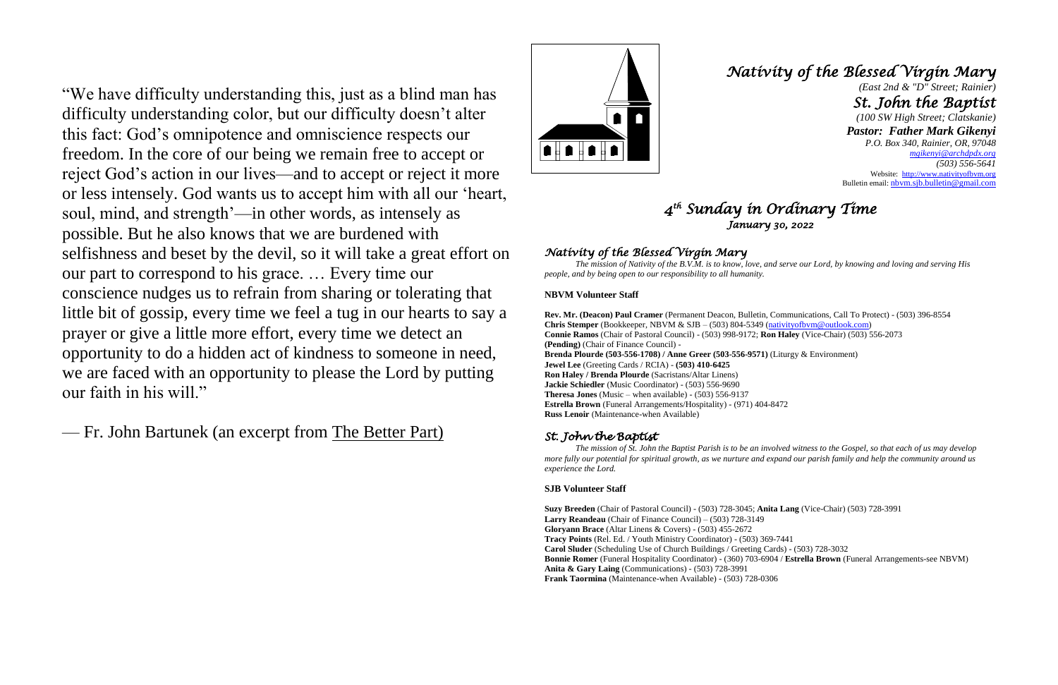"We have difficulty understanding this, just as a blind man has difficulty understanding color, but our difficulty doesn't alter this fact: God's omnipotence and omniscience respects our freedom. In the core of our being we remain free to accept or reject God's action in our lives—and to accept or reject it more or less intensely. God wants us to accept him with all our 'heart, soul, mind, and strength'—in other words, as intensely as possible. But he also knows that we are burdened with selfishness and beset by the devil, so it will take a great effort on our part to correspond to his grace. … Every time our conscience nudges us to refrain from sharing or tolerating that little bit of gossip, every time we feel a tug in our hearts to say a prayer or give a little more effort, every time we detect an opportunity to do a hidden act of kindness to someone in need, we are faced with an opportunity to please the Lord by putting our faith in his will."

— Fr. John Bartunek (an excerpt from The Better Part)

# *Nativity of the Blessed Virgin Mary*

*(East 2nd & "D" Street; Rainier)*

## *St. John the Baptist*

*(100 SW High Street; Clatskanie)*

***Pastor: Father Mark Gikenyi***

*P.O. Box 340, Rainier, OR, 97048*
*mgikenyi@archdpdx.org*
*(503) 556-5641*

Website: http://www.nativityofbvm.org
Bulletin email: nbvm.sjb.bulletin@gmail.com

## *4th Sunday in Ordinary Time*

*January 30, 2022*

### *Nativity of the Blessed Virgin Mary*

*The mission of Nativity of the B.V.M. is to know, love, and serve our Lord, by knowing and loving and serving His people, and by being open to our responsibility to all humanity.*

**NBVM Volunteer Staff**

**Rev. Mr. (Deacon) Paul Cramer** (Permanent Deacon, Bulletin, Communications, Call To Protect) - (503) 396-8554
**Chris Stemper** (Bookkeeper, NBVM & SJB – (503) 804-5349 (nativityofbvm@outlook.com)
**Connie Ramos** (Chair of Pastoral Council) - (503) 998-9172; **Ron Haley** (Vice-Chair) (503) 556-2073
**(Pending)** (Chair of Finance Council) -
**Brenda Plourde (503-556-1708) / Anne Greer (503-556-9571)** (Liturgy & Environment)
**Jewel Lee** (Greeting Cards / RCIA) - **(503) 410-6425**
**Ron Haley / Brenda Plourde** (Sacristans/Altar Linens)
**Jackie Schiedler** (Music Coordinator) - (503) 556-9690
**Theresa Jones** (Music – when available) - (503) 556-9137
**Estrella Brown** (Funeral Arrangements/Hospitality) - (971) 404-8472
**Russ Lenoir** (Maintenance-when Available)

### *St. John the Baptist*

*The mission of St. John the Baptist Parish is to be an involved witness to the Gospel, so that each of us may develop more fully our potential for spiritual growth, as we nurture and expand our parish family and help the community around us experience the Lord.*

**SJB Volunteer Staff**

**Suzy Breeden** (Chair of Pastoral Council) - (503) 728-3045; **Anita Lang** (Vice-Chair) (503) 728-3991
**Larry Reandeau** (Chair of Finance Council) – (503) 728-3149
**Gloryann Brace** (Altar Linens & Covers) - (503) 455-2672
**Tracy Points** (Rel. Ed. / Youth Ministry Coordinator) - (503) 369-7441
**Carol Sluder** (Scheduling Use of Church Buildings / Greeting Cards) - (503) 728-3032
**Bonnie Romer** (Funeral Hospitality Coordinator) - (360) 703-6904 / **Estrella Brown** (Funeral Arrangements-see NBVM)
**Anita & Gary Laing** (Communications) - (503) 728-3991
**Frank Taormina** (Maintenance-when Available) - (503) 728-0306